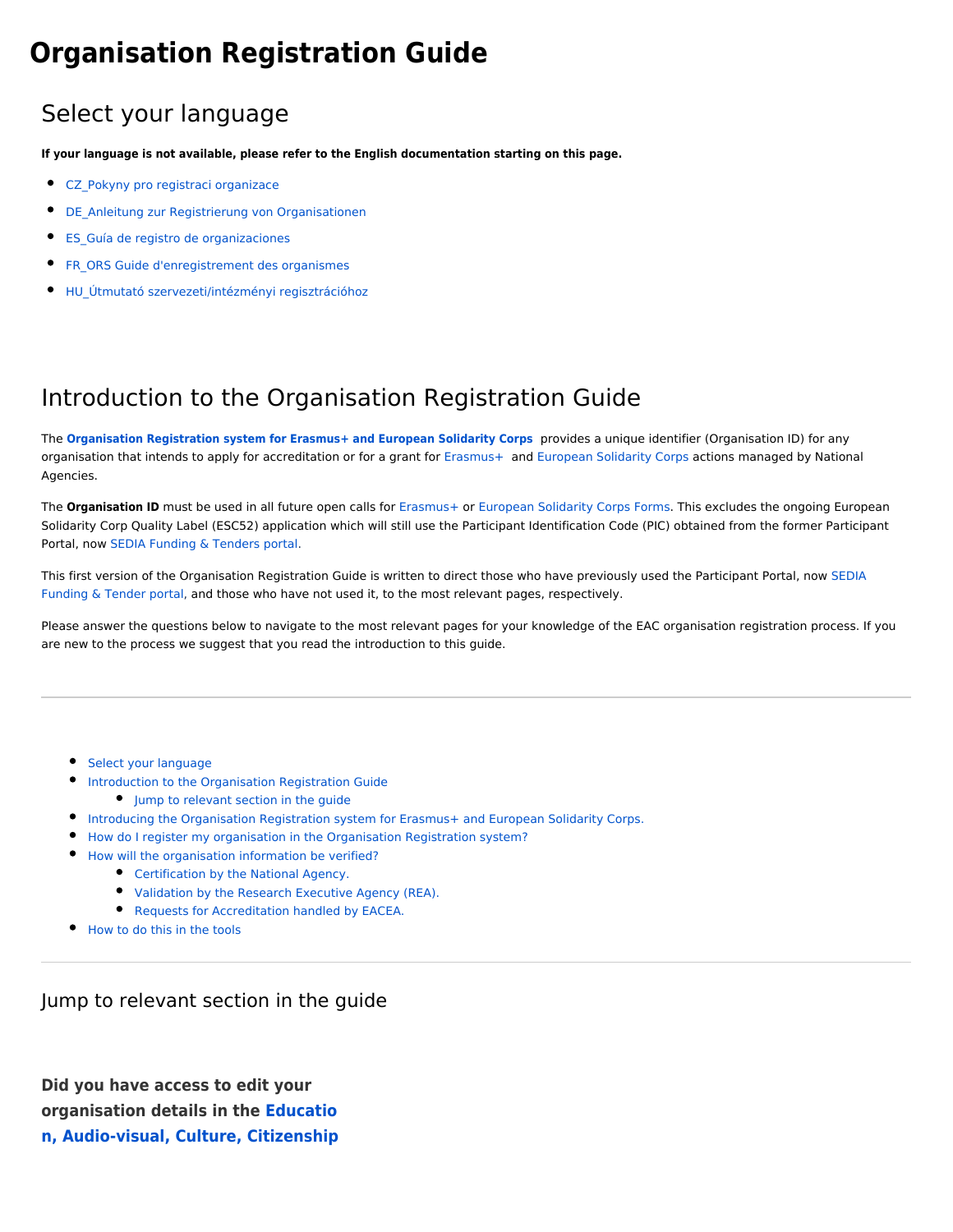# Organisation Registration Guide

## Select your language

**If your language is not available, please refer to the English documentation starting on this page.**

- CZ_Pokyny pro registraci organizace
- DE_Anleitung zur Registrierung von Organisationen
- ES_Guía de registro de organizaciones
- FR_ORS Guide d'enregistrement des organismes
- HU_Útmutató szervezeti/intézményi regisztrációhoz

## Introduction to the Organisation Registration Guide

The **Organisation Registration system for Erasmus+ and European Solidarity Corps** provides a unique identifier (Organisation ID) for any organisation that intends to apply for accreditation or for a grant for Erasmus+ and European Solidarity Corps actions managed by National Agencies.

The **Organisation ID** must be used in all future open calls for Erasmus+ or European Solidarity Corps Forms. This excludes the ongoing European Solidarity Corp Quality Label (ESC52) application which will still use the Participant Identification Code (PIC) obtained from the former Participant Portal, now SEDIA Funding & Tenders portal.

This first version of the Organisation Registration Guide is written to direct those who have previously used the Participant Portal, now SEDIA Funding & Tender portal, and those who have not used it, to the most relevant pages, respectively.

Please answer the questions below to navigate to the most relevant pages for your knowledge of the EAC organisation registration process. If you are new to the process we suggest that you read the introduction to this guide.

---

- Select your language
- Introduction to the Organisation Registration Guide
  - Jump to relevant section in the guide
- Introducing the Organisation Registration system for Erasmus+ and European Solidarity Corps.
- How do I register my organisation in the Organisation Registration system?
- How will the organisation information be verified?
  - Certification by the National Agency.
  - Validation by the Research Executive Agency (REA).
  - Requests for Accreditation handled by EACEA.
- How to do this in the tools

---

## Jump to relevant section in the guide

**Did you have access to edit your organisation details in the Education, Audio-visual, Culture, Citizenship**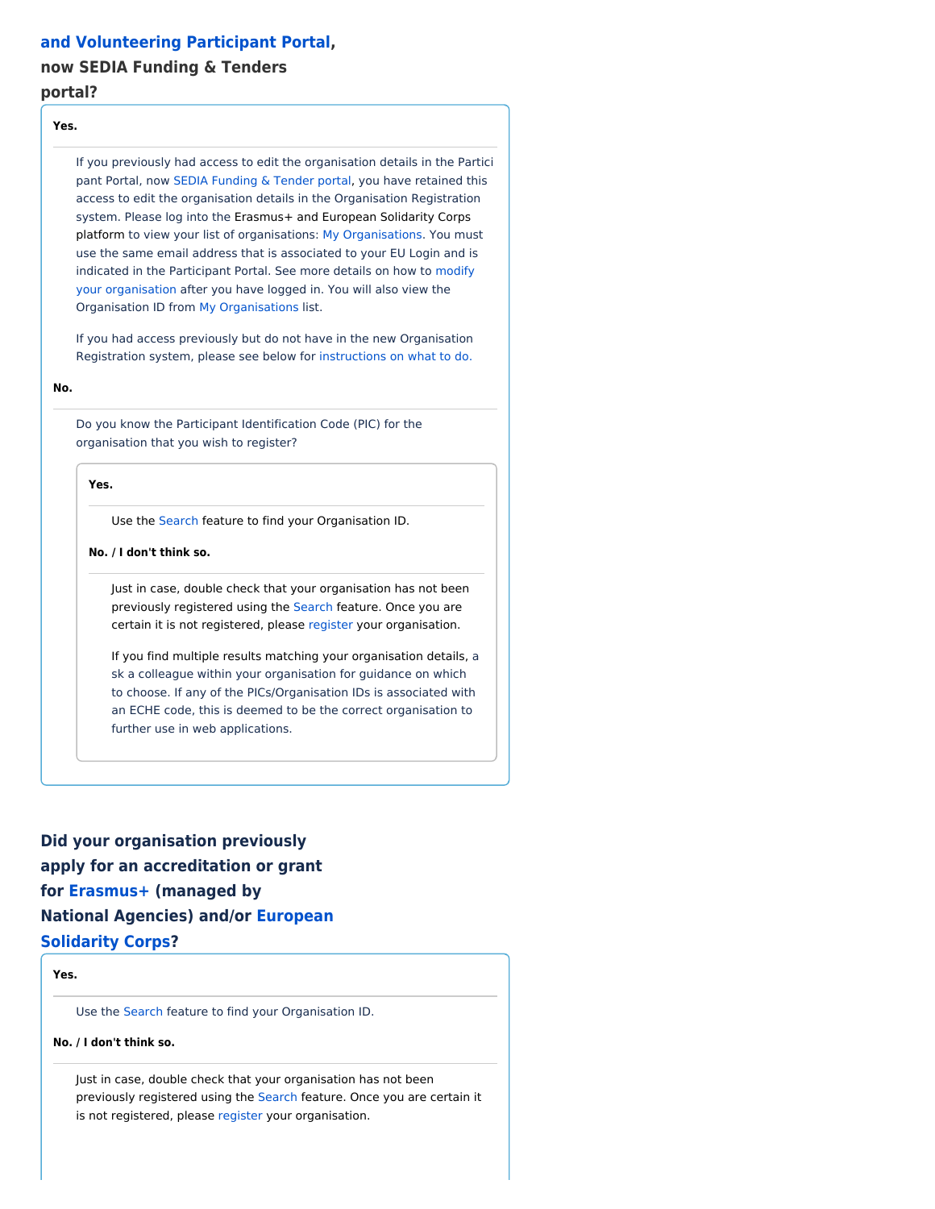### and Volunteering Participant Portal, now SEDIA Funding & Tenders portal?

**Yes.**

If you previously had access to edit the organisation details in the Participant Portal, now SEDIA Funding & Tender portal, you have retained this access to edit the organisation details in the Organisation Registration system. Please log into the Erasmus+ and European Solidarity Corps platform to view your list of organisations: My Organisations. You must use the same email address that is associated to your EU Login and is indicated in the Participant Portal. See more details on how to modify your organisation after you have logged in. You will also view the Organisation ID from My Organisations list.

If you had access previously but do not have in the new Organisation Registration system, please see below for instructions on what to do.

**No.**

Do you know the Participant Identification Code (PIC) for the organisation that you wish to register?

**Yes.**

Use the Search feature to find your Organisation ID.

**No. / I don't think so.**

Just in case, double check that your organisation has not been previously registered using the Search feature. Once you are certain it is not registered, please register your organisation.

If you find multiple results matching your organisation details, ask a colleague within your organisation for guidance on which to choose. If any of the PICs/Organisation IDs is associated with an ECHE code, this is deemed to be the correct organisation to further use in web applications.

### Did your organisation previously apply for an accreditation or grant for Erasmus+ (managed by National Agencies) and/or European Solidarity Corps?

**Yes.**

Use the Search feature to find your Organisation ID.

**No. / I don't think so.**

Just in case, double check that your organisation has not been previously registered using the Search feature. Once you are certain it is not registered, please register your organisation.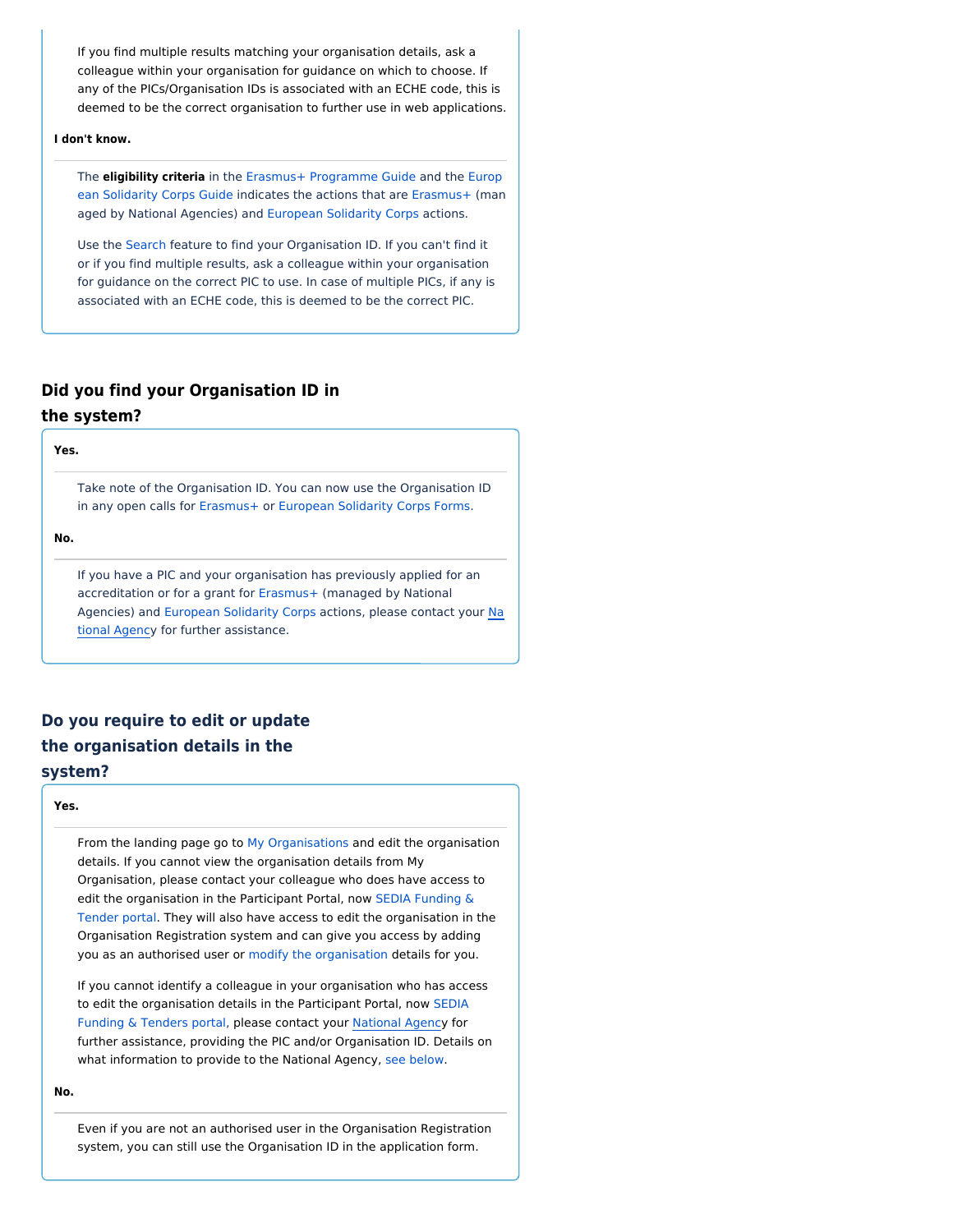If you find multiple results matching your organisation details, ask a colleague within your organisation for guidance on which to choose. If any of the PICs/Organisation IDs is associated with an ECHE code, this is deemed to be the correct organisation to further use in web applications.

**I don't know.**

The **eligibility criteria** in the Erasmus+ Programme Guide and the European Solidarity Corps Guide indicates the actions that are Erasmus+ (managed by National Agencies) and European Solidarity Corps actions.

Use the Search feature to find your Organisation ID. If you can't find it or if you find multiple results, ask a colleague within your organisation for guidance on the correct PIC to use. In case of multiple PICs, if any is associated with an ECHE code, this is deemed to be the correct PIC.

## Did you find your Organisation ID in the system?

**Yes.**

Take note of the Organisation ID. You can now use the Organisation ID in any open calls for Erasmus+ or European Solidarity Corps Forms.

**No.**

If you have a PIC and your organisation has previously applied for an accreditation or for a grant for Erasmus+ (managed by National Agencies) and European Solidarity Corps actions, please contact your National Agency for further assistance.

## Do you require to edit or update the organisation details in the system?

**Yes.**

From the landing page go to My Organisations and edit the organisation details. If you cannot view the organisation details from My Organisation, please contact your colleague who does have access to edit the organisation in the Participant Portal, now SEDIA Funding & Tender portal. They will also have access to edit the organisation in the Organisation Registration system and can give you access by adding you as an authorised user or modify the organisation details for you.

If you cannot identify a colleague in your organisation who has access to edit the organisation details in the Participant Portal, now SEDIA Funding & Tenders portal, please contact your National Agency for further assistance, providing the PIC and/or Organisation ID. Details on what information to provide to the National Agency, see below.

**No.**

Even if you are not an authorised user in the Organisation Registration system, you can still use the Organisation ID in the application form.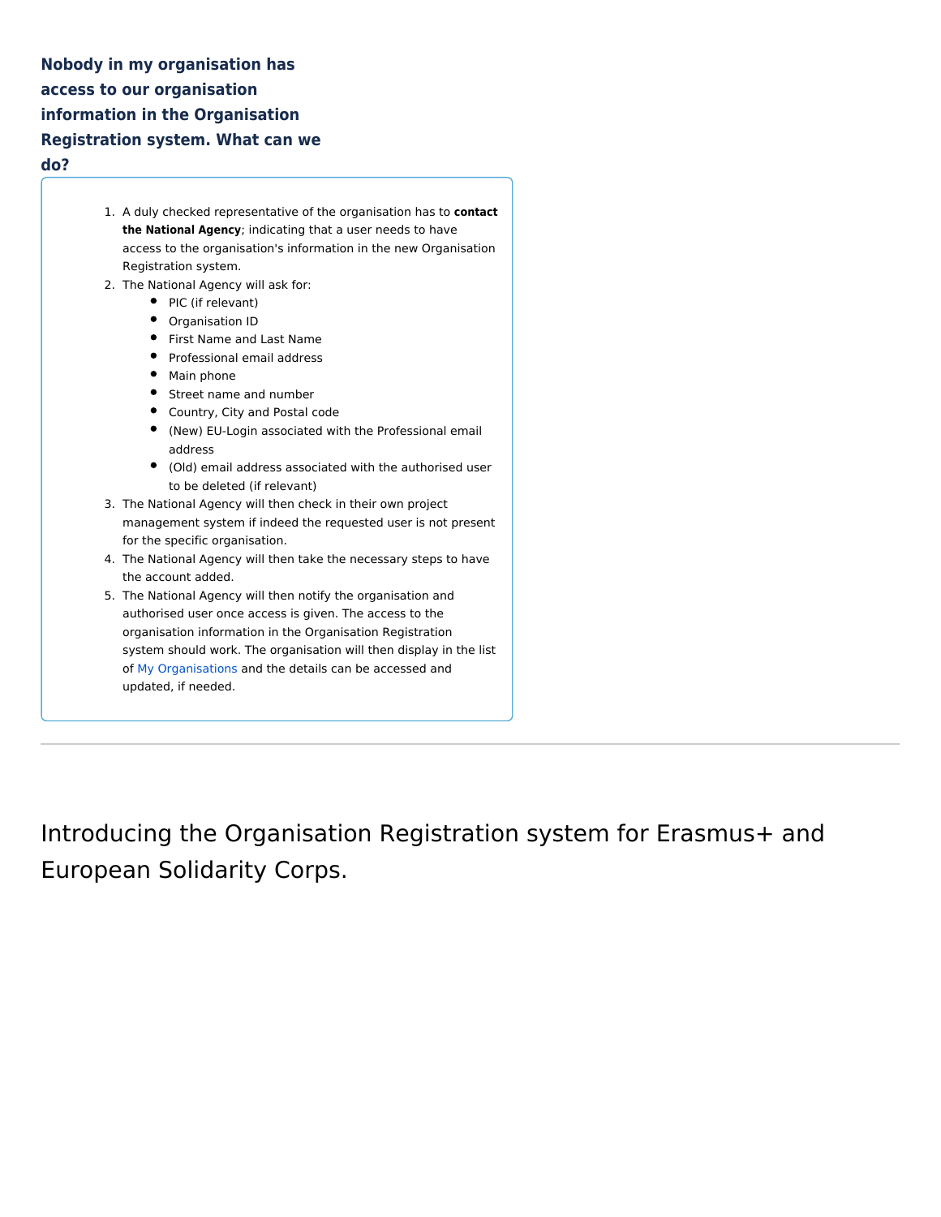### Nobody in my organisation has access to our organisation information in the Organisation Registration system. What can we do?

1. A duly checked representative of the organisation has to **contact the National Agency**; indicating that a user needs to have access to the organisation's information in the new Organisation Registration system.
2. The National Agency will ask for:
   - PIC (if relevant)
   - Organisation ID
   - First Name and Last Name
   - Professional email address
   - Main phone
   - Street name and number
   - Country, City and Postal code
   - (New) EU-Login associated with the Professional email address
   - (Old) email address associated with the authorised user to be deleted (if relevant)
3. The National Agency will then check in their own project management system if indeed the requested user is not present for the specific organisation.
4. The National Agency will then take the necessary steps to have the account added.
5. The National Agency will then notify the organisation and authorised user once access is given. The access to the organisation information in the Organisation Registration system should work. The organisation will then display in the list of My Organisations and the details can be accessed and updated, if needed.

---

## Introducing the Organisation Registration system for Erasmus+ and European Solidarity Corps.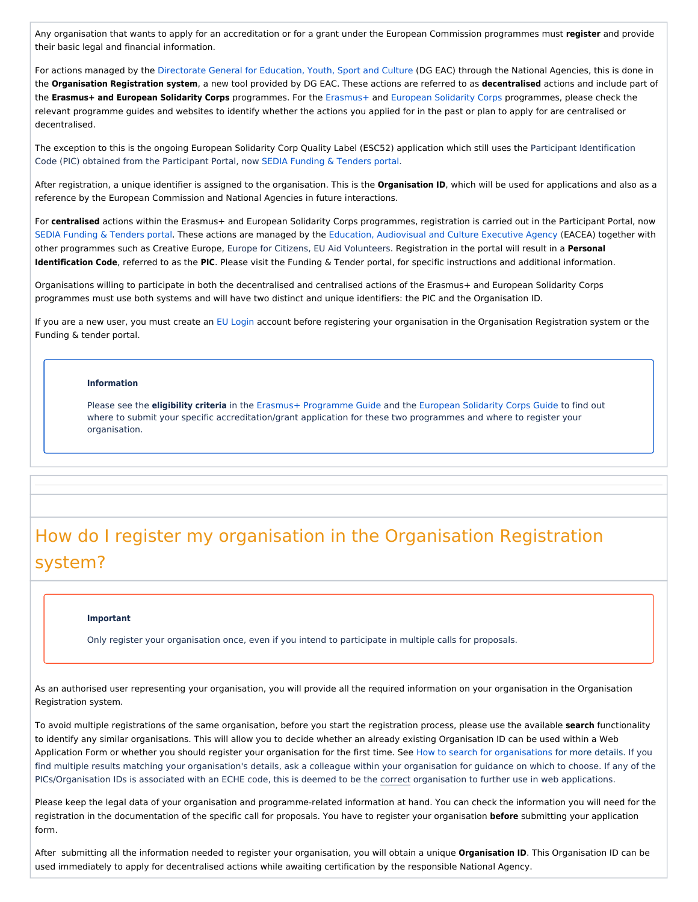Any organisation that wants to apply for an accreditation or for a grant under the European Commission programmes must **register** and provide their basic legal and financial information.

For actions managed by the Directorate General for Education, Youth, Sport and Culture (DG EAC) through the National Agencies, this is done in the **Organisation Registration system**, a new tool provided by DG EAC. These actions are referred to as **decentralised** actions and include part of the **Erasmus+ and European Solidarity Corps** programmes. For the Erasmus+ and European Solidarity Corps programmes, please check the relevant programme guides and websites to identify whether the actions you applied for in the past or plan to apply for are centralised or decentralised.

The exception to this is the ongoing European Solidarity Corp Quality Label (ESC52) application which still uses the Participant Identification Code (PIC) obtained from the Participant Portal, now SEDIA Funding & Tenders portal.

After registration, a unique identifier is assigned to the organisation. This is the **Organisation ID**, which will be used for applications and also as a reference by the European Commission and National Agencies in future interactions.

For **centralised** actions within the Erasmus+ and European Solidarity Corps programmes, registration is carried out in the Participant Portal, now SEDIA Funding & Tenders portal. These actions are managed by the Education, Audiovisual and Culture Executive Agency (EACEA) together with other programmes such as Creative Europe, Europe for Citizens, EU Aid Volunteers. Registration in the portal will result in a **Personal Identification Code**, referred to as the **PIC**. Please visit the Funding & Tender portal, for specific instructions and additional information.

Organisations willing to participate in both the decentralised and centralised actions of the Erasmus+ and European Solidarity Corps programmes must use both systems and will have two distinct and unique identifiers: the PIC and the Organisation ID.

If you are a new user, you must create an EU Login account before registering your organisation in the Organisation Registration system or the Funding & tender portal.

> **Information**
>
> Please see the **eligibility criteria** in the Erasmus+ Programme Guide and the European Solidarity Corps Guide to find out where to submit your specific accreditation/grant application for these two programmes and where to register your organisation.

## How do I register my organisation in the Organisation Registration system?

> **Important**
>
> Only register your organisation once, even if you intend to participate in multiple calls for proposals.

As an authorised user representing your organisation, you will provide all the required information on your organisation in the Organisation Registration system.

To avoid multiple registrations of the same organisation, before you start the registration process, please use the available **search** functionality to identify any similar organisations. This will allow you to decide whether an already existing Organisation ID can be used within a Web Application Form or whether you should register your organisation for the first time. See How to search for organisations for more details. If you find multiple results matching your organisation's details, ask a colleague within your organisation for guidance on which to choose. If any of the PICs/Organisation IDs is associated with an ECHE code, this is deemed to be the correct organisation to further use in web applications.

Please keep the legal data of your organisation and programme-related information at hand. You can check the information you will need for the registration in the documentation of the specific call for proposals. You have to register your organisation **before** submitting your application form.

After submitting all the information needed to register your organisation, you will obtain a unique **Organisation ID**. This Organisation ID can be used immediately to apply for decentralised actions while awaiting certification by the responsible National Agency.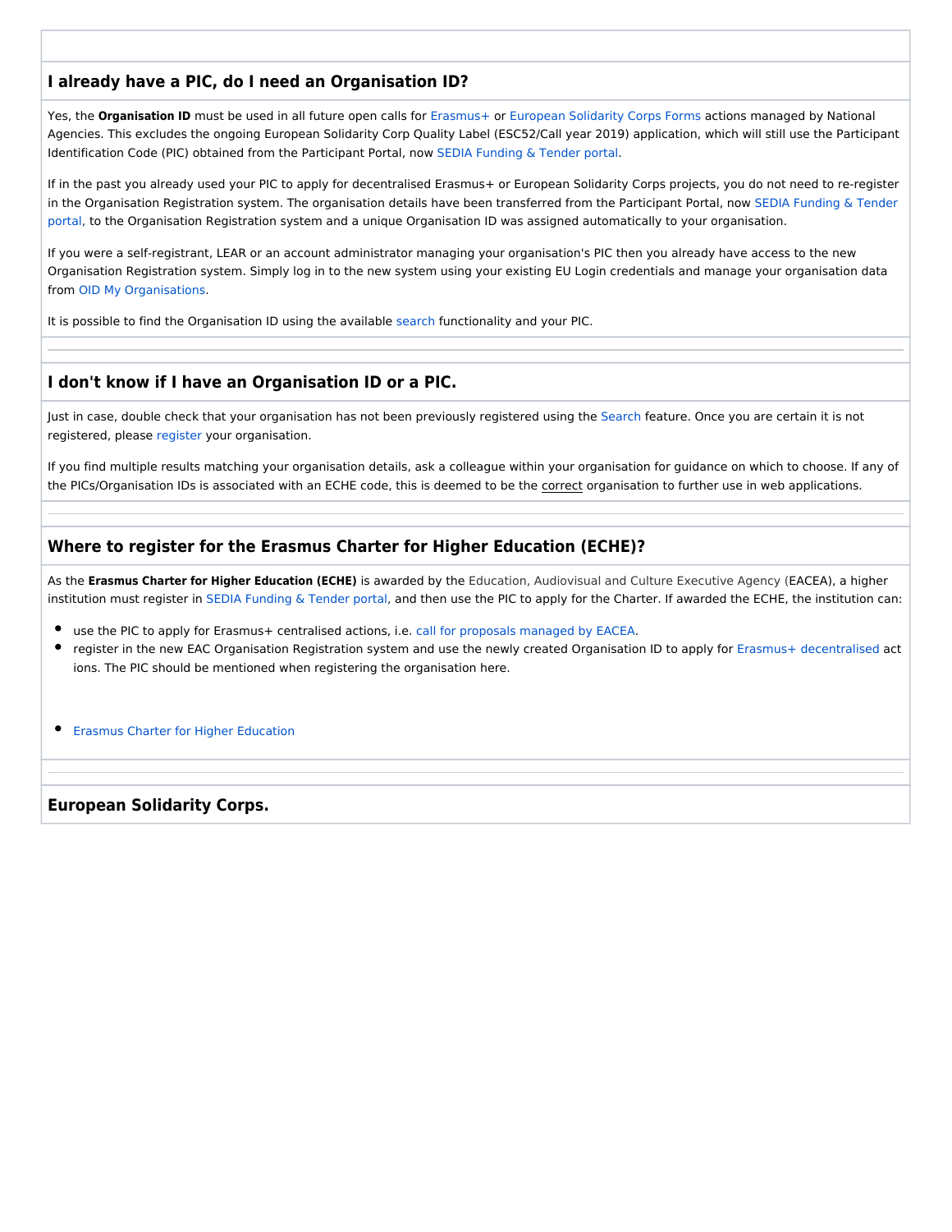## I already have a PIC, do I need an Organisation ID?

Yes, the **Organisation ID** must be used in all future open calls for Erasmus+ or European Solidarity Corps Forms actions managed by National Agencies. This excludes the ongoing European Solidarity Corp Quality Label (ESC52/Call year 2019) application, which will still use the Participant Identification Code (PIC) obtained from the Participant Portal, now SEDIA Funding & Tender portal.

If in the past you already used your PIC to apply for decentralised Erasmus+ or European Solidarity Corps projects, you do not need to re-register in the Organisation Registration system. The organisation details have been transferred from the Participant Portal, now SEDIA Funding & Tender portal, to the Organisation Registration system and a unique Organisation ID was assigned automatically to your organisation.

If you were a self-registrant, LEAR or an account administrator managing your organisation's PIC then you already have access to the new Organisation Registration system. Simply log in to the new system using your existing EU Login credentials and manage your organisation data from OID My Organisations.

It is possible to find the Organisation ID using the available search functionality and your PIC.

---

## I don't know if I have an Organisation ID or a PIC.

Just in case, double check that your organisation has not been previously registered using the Search feature. Once you are certain it is not registered, please register your organisation.

If you find multiple results matching your organisation details, ask a colleague within your organisation for guidance on which to choose. If any of the PICs/Organisation IDs is associated with an ECHE code, this is deemed to be the correct organisation to further use in web applications.

---

## Where to register for the Erasmus Charter for Higher Education (ECHE)?

As the **Erasmus Charter for Higher Education (ECHE)** is awarded by the Education, Audiovisual and Culture Executive Agency (EACEA), a higher institution must register in SEDIA Funding & Tender portal, and then use the PIC to apply for the Charter. If awarded the ECHE, the institution can:

- use the PIC to apply for Erasmus+ centralised actions, i.e. call for proposals managed by EACEA.
- register in the new EAC Organisation Registration system and use the newly created Organisation ID to apply for Erasmus+ decentralised actions. The PIC should be mentioned when registering the organisation here.

- Erasmus Charter for Higher Education

---

## European Solidarity Corps.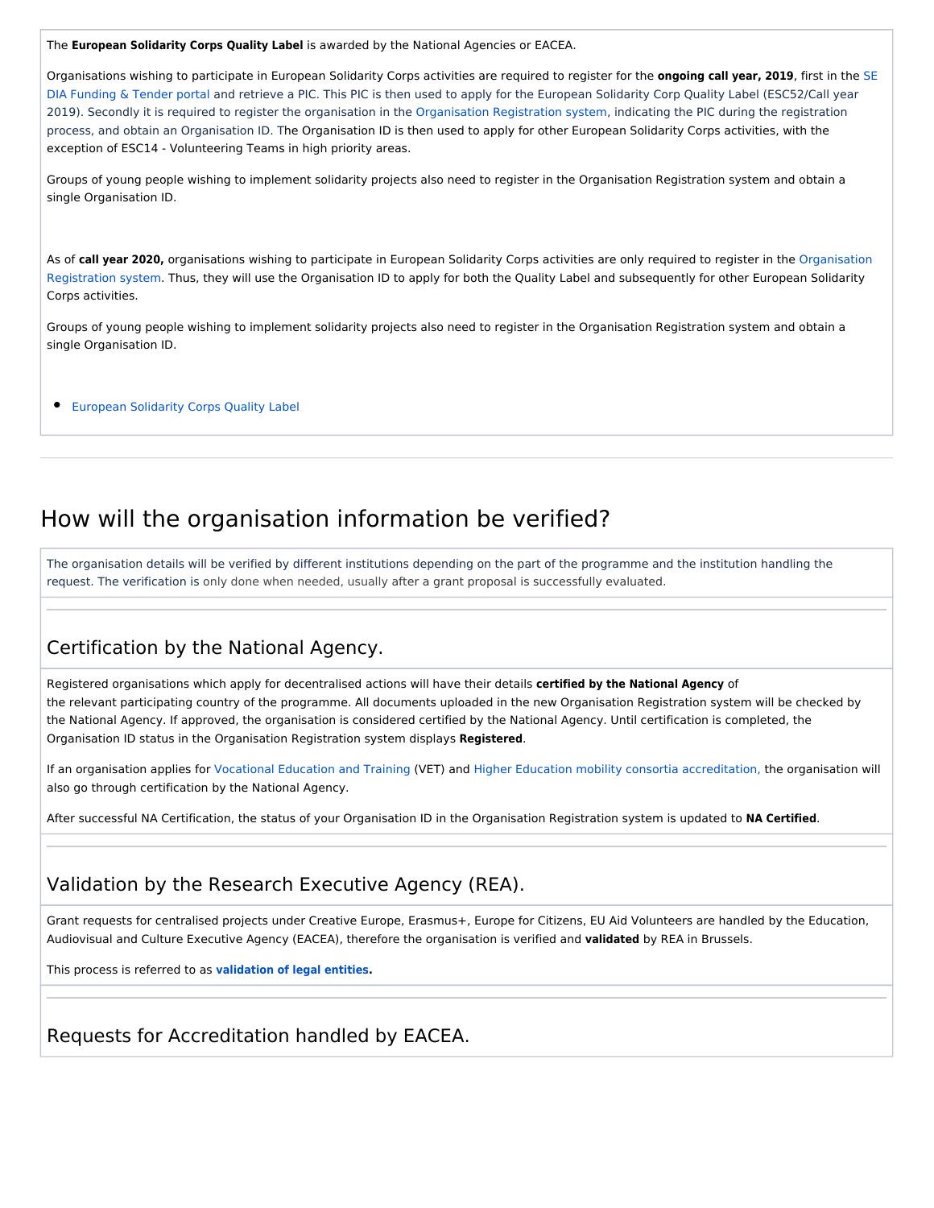The **European Solidarity Corps Quality Label** is awarded by the National Agencies or EACEA.

Organisations wishing to participate in European Solidarity Corps activities are required to register for the **ongoing call year, 2019**, first in the SE DIA Funding & Tender portal and retrieve a PIC. This PIC is then used to apply for the European Solidarity Corp Quality Label (ESC52/Call year 2019). Secondly it is required to register the organisation in the Organisation Registration system, indicating the PIC during the registration process, and obtain an Organisation ID. The Organisation ID is then used to apply for other European Solidarity Corps activities, with the exception of ESC14 - Volunteering Teams in high priority areas.

Groups of young people wishing to implement solidarity projects also need to register in the Organisation Registration system and obtain a single Organisation ID.

As of **call year 2020,** organisations wishing to participate in European Solidarity Corps activities are only required to register in the Organisation Registration system. Thus, they will use the Organisation ID to apply for both the Quality Label and subsequently for other European Solidarity Corps activities.

Groups of young people wishing to implement solidarity projects also need to register in the Organisation Registration system and obtain a single Organisation ID.

- European Solidarity Corps Quality Label

---

# How will the organisation information be verified?

The organisation details will be verified by different institutions depending on the part of the programme and the institution handling the request. The verification is only done when needed, usually after a grant proposal is successfully evaluated.

## Certification by the National Agency.

Registered organisations which apply for decentralised actions will have their details **certified by the National Agency** of the relevant participating country of the programme. All documents uploaded in the new Organisation Registration system will be checked by the National Agency. If approved, the organisation is considered certified by the National Agency. Until certification is completed, the Organisation ID status in the Organisation Registration system displays **Registered**.

If an organisation applies for Vocational Education and Training (VET) and Higher Education mobility consortia accreditation, the organisation will also go through certification by the National Agency.

After successful NA Certification, the status of your Organisation ID in the Organisation Registration system is updated to **NA Certified**.

## Validation by the Research Executive Agency (REA).

Grant requests for centralised projects under Creative Europe, Erasmus+, Europe for Citizens, EU Aid Volunteers are handled by the Education, Audiovisual and Culture Executive Agency (EACEA), therefore the organisation is verified and **validated** by REA in Brussels.

This process is referred to as **validation of legal entities.**

## Requests for Accreditation handled by EACEA.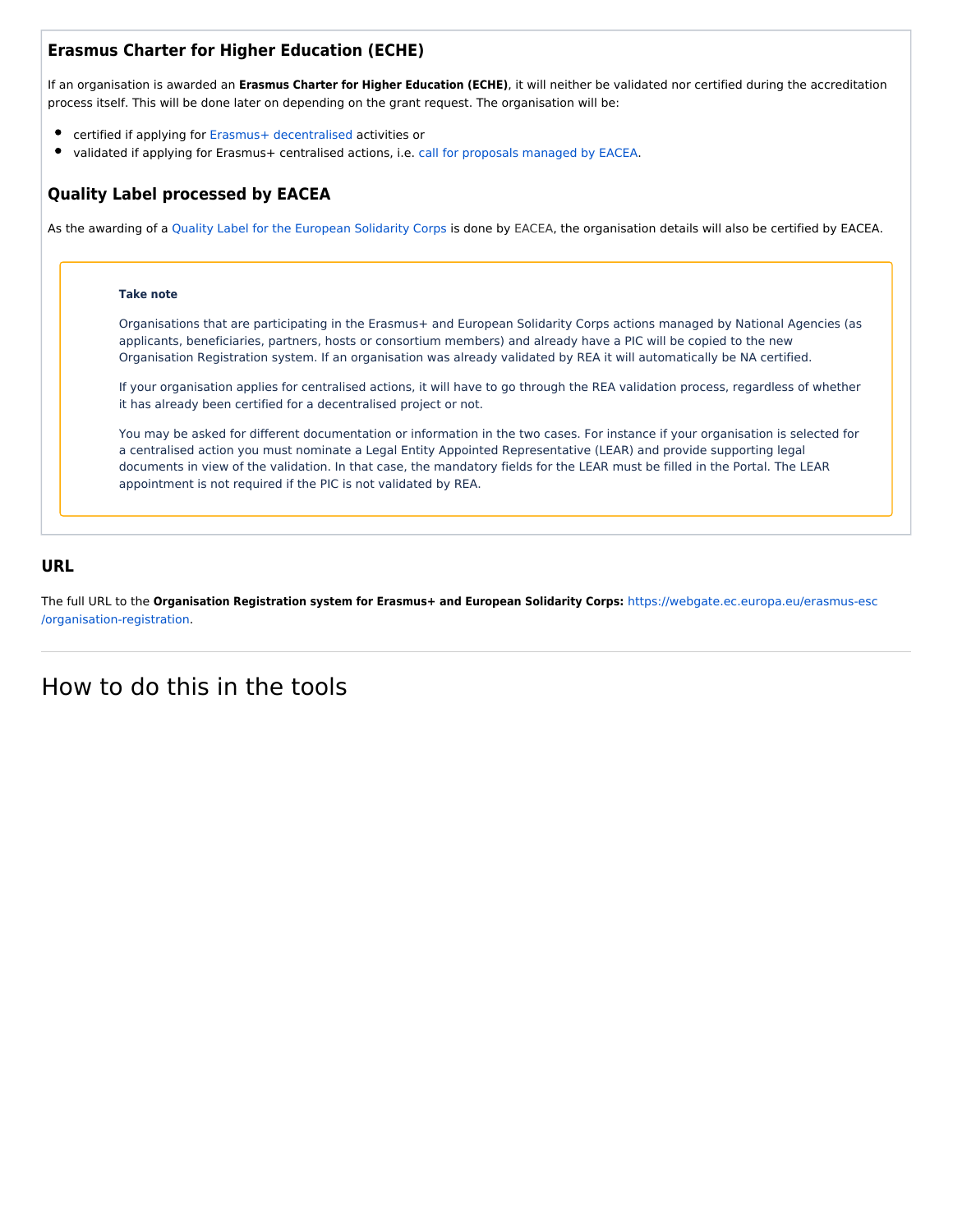## Erasmus Charter for Higher Education (ECHE)

If an organisation is awarded an **Erasmus Charter for Higher Education (ECHE)**, it will neither be validated nor certified during the accreditation process itself. This will be done later on depending on the grant request. The organisation will be:

- certified if applying for Erasmus+ decentralised activities or
- validated if applying for Erasmus+ centralised actions, i.e. call for proposals managed by EACEA.

## Quality Label processed by EACEA

As the awarding of a Quality Label for the European Solidarity Corps is done by EACEA, the organisation details will also be certified by EACEA.

> **Take note**
>
> Organisations that are participating in the Erasmus+ and European Solidarity Corps actions managed by National Agencies (as applicants, beneficiaries, partners, hosts or consortium members) and already have a PIC will be copied to the new Organisation Registration system. If an organisation was already validated by REA it will automatically be NA certified.
>
> If your organisation applies for centralised actions, it will have to go through the REA validation process, regardless of whether it has already been certified for a decentralised project or not.
>
> You may be asked for different documentation or information in the two cases. For instance if your organisation is selected for a centralised action you must nominate a Legal Entity Appointed Representative (LEAR) and provide supporting legal documents in view of the validation. In that case, the mandatory fields for the LEAR must be filled in the Portal. The LEAR appointment is not required if the PIC is not validated by REA.

## URL

The full URL to the **Organisation Registration system for Erasmus+ and European Solidarity Corps:** https://webgate.ec.europa.eu/erasmus-esc/organisation-registration.

---

# How to do this in the tools